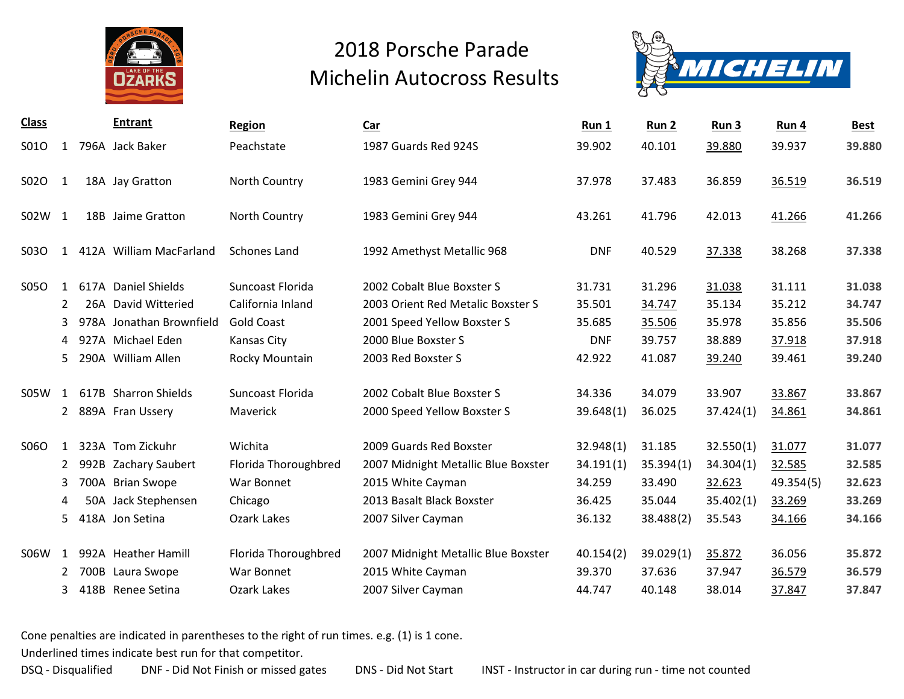# 2018 Porsche Parade
## Michelin Autocross Results

| Class | | | Entrant | Region | Car | Run 1 | Run 2 | Run 3 | Run 4 | Best |
|---|---|---|---|---|---|---|---|---|---|---|
| S01O | 1 | 796A | Jack Baker | Peachstate | 1987 Guards Red 924S | 39.902 | 40.101 | 39.880 | 39.937 | **39.880** |
| S02O | 1 | 18A | Jay Gratton | North Country | 1983 Gemini Grey 944 | 37.978 | 37.483 | 36.859 | 36.519 | **36.519** |
| S02W | 1 | 18B | Jaime Gratton | North Country | 1983 Gemini Grey 944 | 43.261 | 41.796 | 42.013 | 41.266 | **41.266** |
| S03O | 1 | 412A | William MacFarland | Schones Land | 1992 Amethyst Metallic 968 | DNF | 40.529 | 37.338 | 38.268 | **37.338** |
| S05O | 1 | 617A | Daniel Shields | Suncoast Florida | 2002 Cobalt Blue Boxster S | 31.731 | 31.296 | 31.038 | 31.111 | **31.038** |
| | 2 | 26A | David Witteried | California Inland | 2003 Orient Red Metalic Boxster S | 35.501 | 34.747 | 35.134 | 35.212 | **34.747** |
| | 3 | 978A | Jonathan Brownfield | Gold Coast | 2001 Speed Yellow Boxster S | 35.685 | 35.506 | 35.978 | 35.856 | **35.506** |
| | 4 | 927A | Michael Eden | Kansas City | 2000 Blue Boxster S | DNF | 39.757 | 38.889 | 37.918 | **37.918** |
| | 5 | 290A | William Allen | Rocky Mountain | 2003 Red Boxster S | 42.922 | 41.087 | 39.240 | 39.461 | **39.240** |
| S05W | 1 | 617B | Sharron Shields | Suncoast Florida | 2002 Cobalt Blue Boxster S | 34.336 | 34.079 | 33.907 | 33.867 | **33.867** |
| | 2 | 889A | Fran Ussery | Maverick | 2000 Speed Yellow Boxster S | 39.648(1) | 36.025 | 37.424(1) | 34.861 | **34.861** |
| S06O | 1 | 323A | Tom Zickuhr | Wichita | 2009 Guards Red Boxster | 32.948(1) | 31.185 | 32.550(1) | 31.077 | **31.077** |
| | 2 | 992B | Zachary Saubert | Florida Thoroughbred | 2007 Midnight Metallic Blue Boxster | 34.191(1) | 35.394(1) | 34.304(1) | 32.585 | **32.585** |
| | 3 | 700A | Brian Swope | War Bonnet | 2015 White Cayman | 34.259 | 33.490 | 32.623 | 49.354(5) | **32.623** |
| | 4 | 50A | Jack Stephensen | Chicago | 2013 Basalt Black Boxster | 36.425 | 35.044 | 35.402(1) | 33.269 | **33.269** |
| | 5 | 418A | Jon Setina | Ozark Lakes | 2007 Silver Cayman | 36.132 | 38.488(2) | 35.543 | 34.166 | **34.166** |
| S06W | 1 | 992A | Heather Hamill | Florida Thoroughbred | 2007 Midnight Metallic Blue Boxster | 40.154(2) | 39.029(1) | 35.872 | 36.056 | **35.872** |
| | 2 | 700B | Laura Swope | War Bonnet | 2015 White Cayman | 39.370 | 37.636 | 37.947 | 36.579 | **36.579** |
| | 3 | 418B | Renee Setina | Ozark Lakes | 2007 Silver Cayman | 44.747 | 40.148 | 38.014 | 37.847 | **37.847** |

Cone penalties are indicated in parentheses to the right of run times. e.g. (1) is 1 cone.

Underlined times indicate best run for that competitor.

DSQ - Disqualified DNF - Did Not Finish or missed gates DNS - Did Not Start INST - Instructor in car during run - time not counted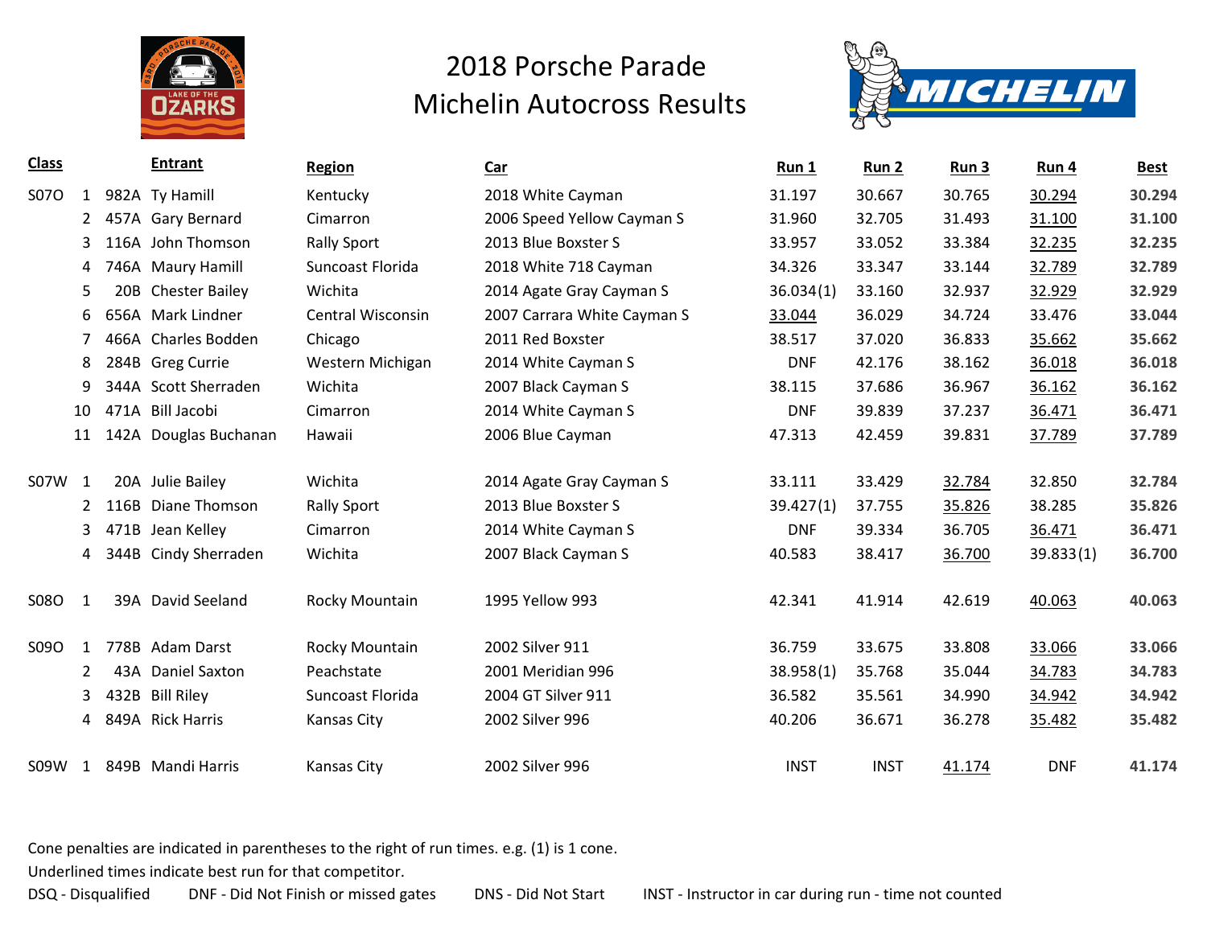# 2018 Porsche Parade
## Michelin Autocross Results

| Class | | | Entrant | Region | Car | Run 1 | Run 2 | Run 3 | Run 4 | Best |
|---|---|---|---|---|---|---|---|---|---|---|
| S07O | 1 | 982A | Ty Hamill | Kentucky | 2018 White Cayman | 31.197 | 30.667 | 30.765 | <u>30.294</u> | **30.294** |
| | 2 | 457A | Gary Bernard | Cimarron | 2006 Speed Yellow Cayman S | 31.960 | 32.705 | 31.493 | <u>31.100</u> | **31.100** |
| | 3 | 116A | John Thomson | Rally Sport | 2013 Blue Boxster S | 33.957 | 33.052 | 33.384 | <u>32.235</u> | **32.235** |
| | 4 | 746A | Maury Hamill | Suncoast Florida | 2018 White 718 Cayman | 34.326 | 33.347 | 33.144 | <u>32.789</u> | **32.789** |
| | 5 | 20B | Chester Bailey | Wichita | 2014 Agate Gray Cayman S | 36.034(1) | 33.160 | 32.937 | <u>32.929</u> | **32.929** |
| | 6 | 656A | Mark Lindner | Central Wisconsin | 2007 Carrara White Cayman S | <u>33.044</u> | 36.029 | 34.724 | 33.476 | **33.044** |
| | 7 | 466A | Charles Bodden | Chicago | 2011 Red Boxster | 38.517 | 37.020 | 36.833 | <u>35.662</u> | **35.662** |
| | 8 | 284B | Greg Currie | Western Michigan | 2014 White Cayman S | DNF | 42.176 | 38.162 | <u>36.018</u> | **36.018** |
| | 9 | 344A | Scott Sherraden | Wichita | 2007 Black Cayman S | 38.115 | 37.686 | 36.967 | <u>36.162</u> | **36.162** |
| | 10 | 471A | Bill Jacobi | Cimarron | 2014 White Cayman S | DNF | 39.839 | 37.237 | <u>36.471</u> | **36.471** |
| | 11 | 142A | Douglas Buchanan | Hawaii | 2006 Blue Cayman | 47.313 | 42.459 | 39.831 | <u>37.789</u> | **37.789** |
| S07W | 1 | 20A | Julie Bailey | Wichita | 2014 Agate Gray Cayman S | 33.111 | 33.429 | <u>32.784</u> | 32.850 | **32.784** |
| | 2 | 116B | Diane Thomson | Rally Sport | 2013 Blue Boxster S | 39.427(1) | 37.755 | <u>35.826</u> | 38.285 | **35.826** |
| | 3 | 471B | Jean Kelley | Cimarron | 2014 White Cayman S | DNF | 39.334 | 36.705 | <u>36.471</u> | **36.471** |
| | 4 | 344B | Cindy Sherraden | Wichita | 2007 Black Cayman S | 40.583 | 38.417 | <u>36.700</u> | 39.833(1) | **36.700** |
| S08O | 1 | 39A | David Seeland | Rocky Mountain | 1995 Yellow 993 | 42.341 | 41.914 | 42.619 | <u>40.063</u> | **40.063** |
| S09O | 1 | 778B | Adam Darst | Rocky Mountain | 2002 Silver 911 | 36.759 | 33.675 | 33.808 | <u>33.066</u> | **33.066** |
| | 2 | 43A | Daniel Saxton | Peachstate | 2001 Meridian 996 | 38.958(1) | 35.768 | 35.044 | <u>34.783</u> | **34.783** |
| | 3 | 432B | Bill Riley | Suncoast Florida | 2004 GT Silver 911 | 36.582 | 35.561 | 34.990 | <u>34.942</u> | **34.942** |
| | 4 | 849A | Rick Harris | Kansas City | 2002 Silver 996 | 40.206 | 36.671 | 36.278 | <u>35.482</u> | **35.482** |
| S09W | 1 | 849B | Mandi Harris | Kansas City | 2002 Silver 996 | INST | INST | <u>41.174</u> | DNF | **41.174** |

Cone penalties are indicated in parentheses to the right of run times. e.g. (1) is 1 cone.

Underlined times indicate best run for that competitor.

DSQ - Disqualified   DNF - Did Not Finish or missed gates   DNS - Did Not Start   INST - Instructor in car during run - time not counted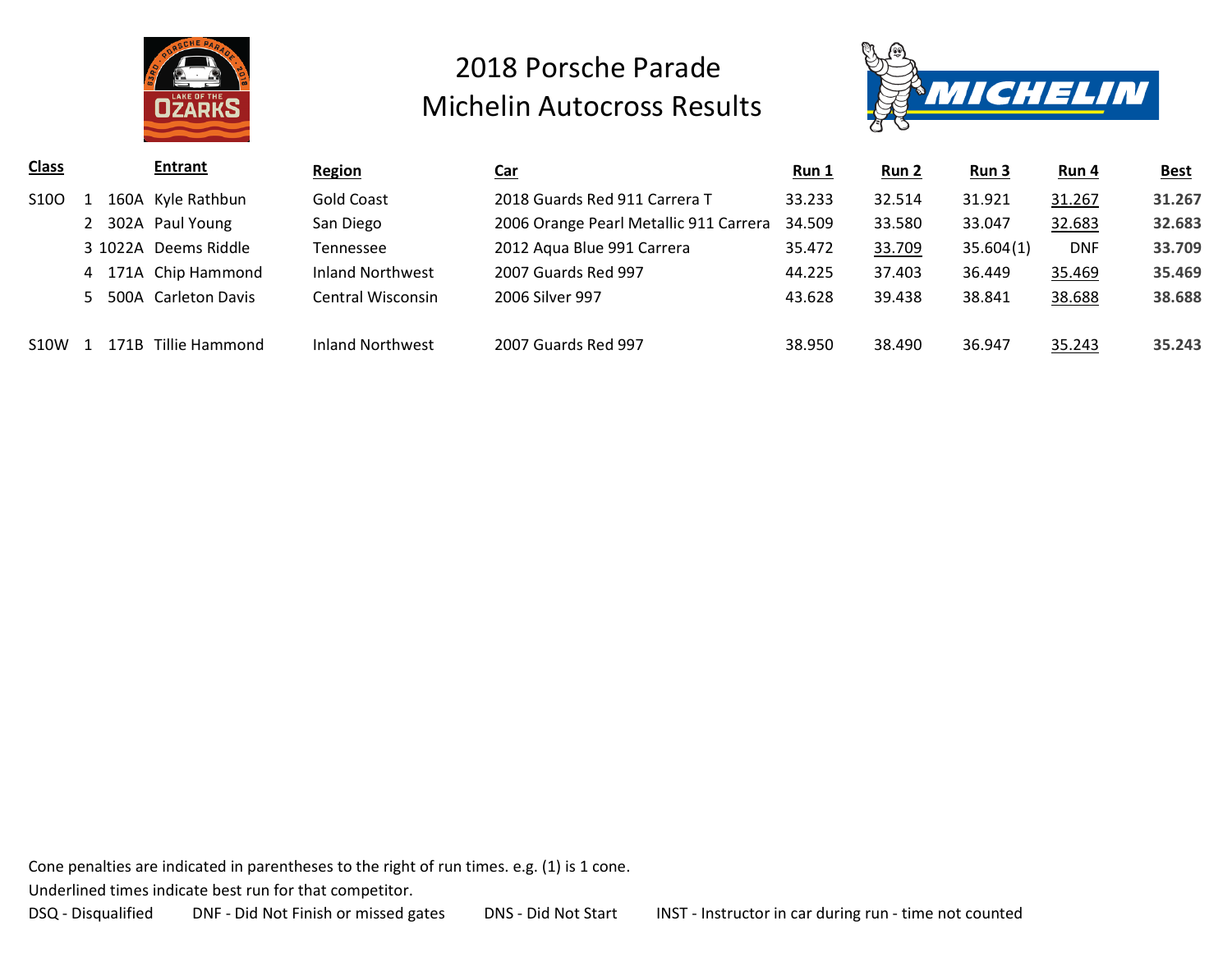# 2018 Porsche Parade
## Michelin Autocross Results

| Class | | | Entrant | Region | Car | Run 1 | Run 2 | Run 3 | Run 4 | Best |
|---|---|---|---|---|---|---|---|---|---|---|
| S10O | 1 | 160A | Kyle Rathbun | Gold Coast | 2018 Guards Red 911 Carrera T | 33.233 | 32.514 | 31.921 | 31.267 | **31.267** |
| | 2 | 302A | Paul Young | San Diego | 2006 Orange Pearl Metallic 911 Carrera | 34.509 | 33.580 | 33.047 | 32.683 | **32.683** |
| | 3 | 1022A | Deems Riddle | Tennessee | 2012 Aqua Blue 991 Carrera | 35.472 | 33.709 | 35.604(1) | DNF | **33.709** |
| | 4 | 171A | Chip Hammond | Inland Northwest | 2007 Guards Red 997 | 44.225 | 37.403 | 36.449 | 35.469 | **35.469** |
| | 5 | 500A | Carleton Davis | Central Wisconsin | 2006 Silver 997 | 43.628 | 39.438 | 38.841 | 38.688 | **38.688** |
| S10W | 1 | 171B | Tillie Hammond | Inland Northwest | 2007 Guards Red 997 | 38.950 | 38.490 | 36.947 | 35.243 | **35.243** |

Cone penalties are indicated in parentheses to the right of run times. e.g. (1) is 1 cone.

Underlined times indicate best run for that competitor.

DSQ - Disqualified DNF - Did Not Finish or missed gates DNS - Did Not Start INST - Instructor in car during run - time not counted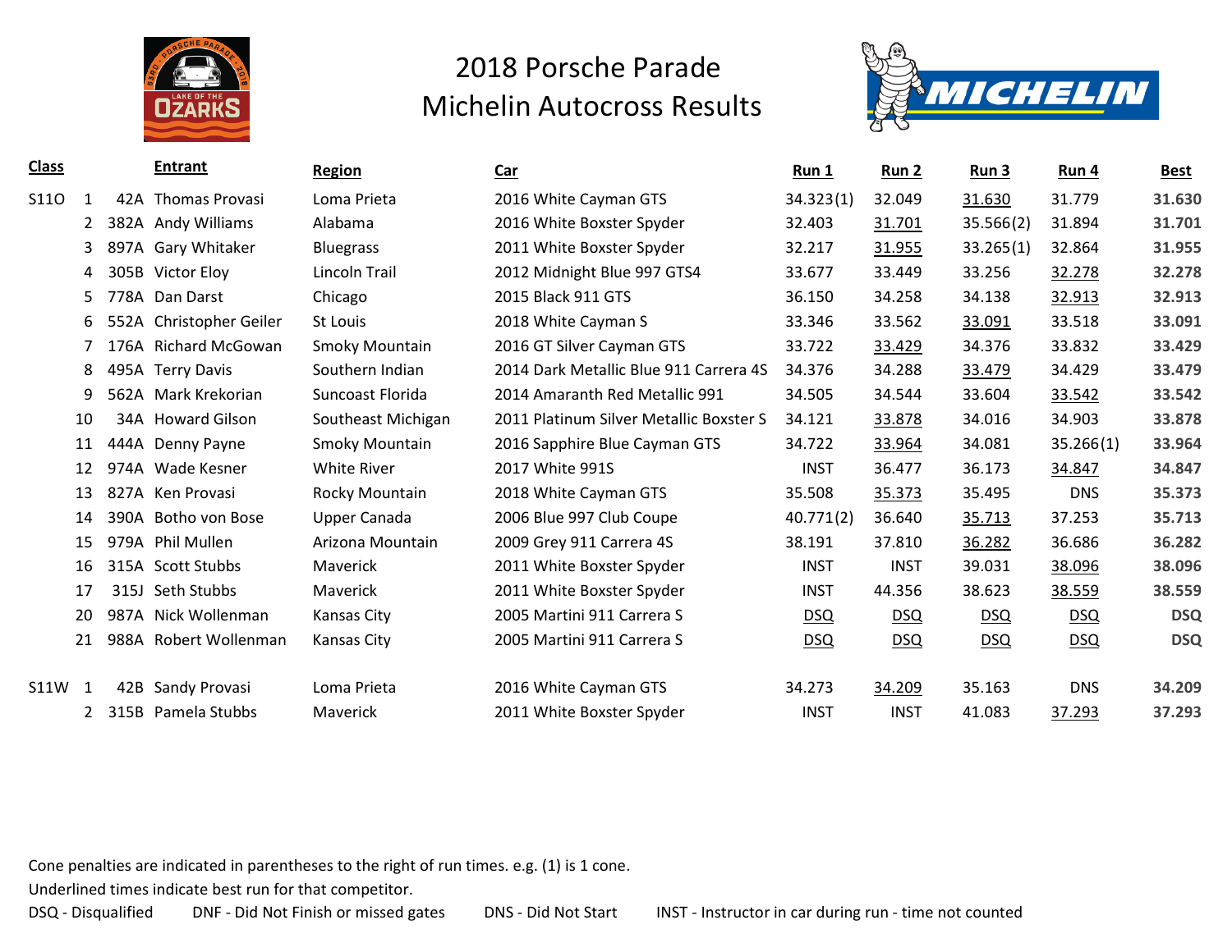# 2018 Porsche Parade
## Michelin Autocross Results

| Class | | | Entrant | Region | Car | Run 1 | Run 2 | Run 3 | Run 4 | Best |
|---|---|---|---|---|---|---|---|---|---|---|
| S11O | 1 | 42A | Thomas Provasi | Loma Prieta | 2016 White Cayman GTS | 34.323(1) | 32.049 | 31.630 | 31.779 | **31.630** |
| | 2 | 382A | Andy Williams | Alabama | 2016 White Boxster Spyder | 32.403 | 31.701 | 35.566(2) | 31.894 | **31.701** |
| | 3 | 897A | Gary Whitaker | Bluegrass | 2011 White Boxster Spyder | 32.217 | 31.955 | 33.265(1) | 32.864 | **31.955** |
| | 4 | 305B | Victor Eloy | Lincoln Trail | 2012 Midnight Blue 997 GTS4 | 33.677 | 33.449 | 33.256 | 32.278 | **32.278** |
| | 5 | 778A | Dan Darst | Chicago | 2015 Black 911 GTS | 36.150 | 34.258 | 34.138 | 32.913 | **32.913** |
| | 6 | 552A | Christopher Geiler | St Louis | 2018 White Cayman S | 33.346 | 33.562 | 33.091 | 33.518 | **33.091** |
| | 7 | 176A | Richard McGowan | Smoky Mountain | 2016 GT Silver Cayman GTS | 33.722 | 33.429 | 34.376 | 33.832 | **33.429** |
| | 8 | 495A | Terry Davis | Southern Indian | 2014 Dark Metallic Blue 911 Carrera 4S | 34.376 | 34.288 | 33.479 | 34.429 | **33.479** |
| | 9 | 562A | Mark Krekorian | Suncoast Florida | 2014 Amaranth Red Metallic 991 | 34.505 | 34.544 | 33.604 | 33.542 | **33.542** |
| | 10 | 34A | Howard Gilson | Southeast Michigan | 2011 Platinum Silver Metallic Boxster S | 34.121 | 33.878 | 34.016 | 34.903 | **33.878** |
| | 11 | 444A | Denny Payne | Smoky Mountain | 2016 Sapphire Blue Cayman GTS | 34.722 | 33.964 | 34.081 | 35.266(1) | **33.964** |
| | 12 | 974A | Wade Kesner | White River | 2017 White 991S | INST | 36.477 | 36.173 | 34.847 | **34.847** |
| | 13 | 827A | Ken Provasi | Rocky Mountain | 2018 White Cayman GTS | 35.508 | 35.373 | 35.495 | DNS | **35.373** |
| | 14 | 390A | Botho von Bose | Upper Canada | 2006 Blue 997 Club Coupe | 40.771(2) | 36.640 | 35.713 | 37.253 | **35.713** |
| | 15 | 979A | Phil Mullen | Arizona Mountain | 2009 Grey 911 Carrera 4S | 38.191 | 37.810 | 36.282 | 36.686 | **36.282** |
| | 16 | 315A | Scott Stubbs | Maverick | 2011 White Boxster Spyder | INST | INST | 39.031 | 38.096 | **38.096** |
| | 17 | 315J | Seth Stubbs | Maverick | 2011 White Boxster Spyder | INST | 44.356 | 38.623 | 38.559 | **38.559** |
| | 20 | 987A | Nick Wollenman | Kansas City | 2005 Martini 911 Carrera S | DSQ | DSQ | DSQ | DSQ | **DSQ** |
| | 21 | 988A | Robert Wollenman | Kansas City | 2005 Martini 911 Carrera S | DSQ | DSQ | DSQ | DSQ | **DSQ** |
| S11W | 1 | 42B | Sandy Provasi | Loma Prieta | 2016 White Cayman GTS | 34.273 | 34.209 | 35.163 | DNS | **34.209** |
| | 2 | 315B | Pamela Stubbs | Maverick | 2011 White Boxster Spyder | INST | INST | 41.083 | 37.293 | **37.293** |

Cone penalties are indicated in parentheses to the right of run times. e.g. (1) is 1 cone.

Underlined times indicate best run for that competitor.

DSQ - Disqualified DNF - Did Not Finish or missed gates DNS - Did Not Start INST - Instructor in car during run - time not counted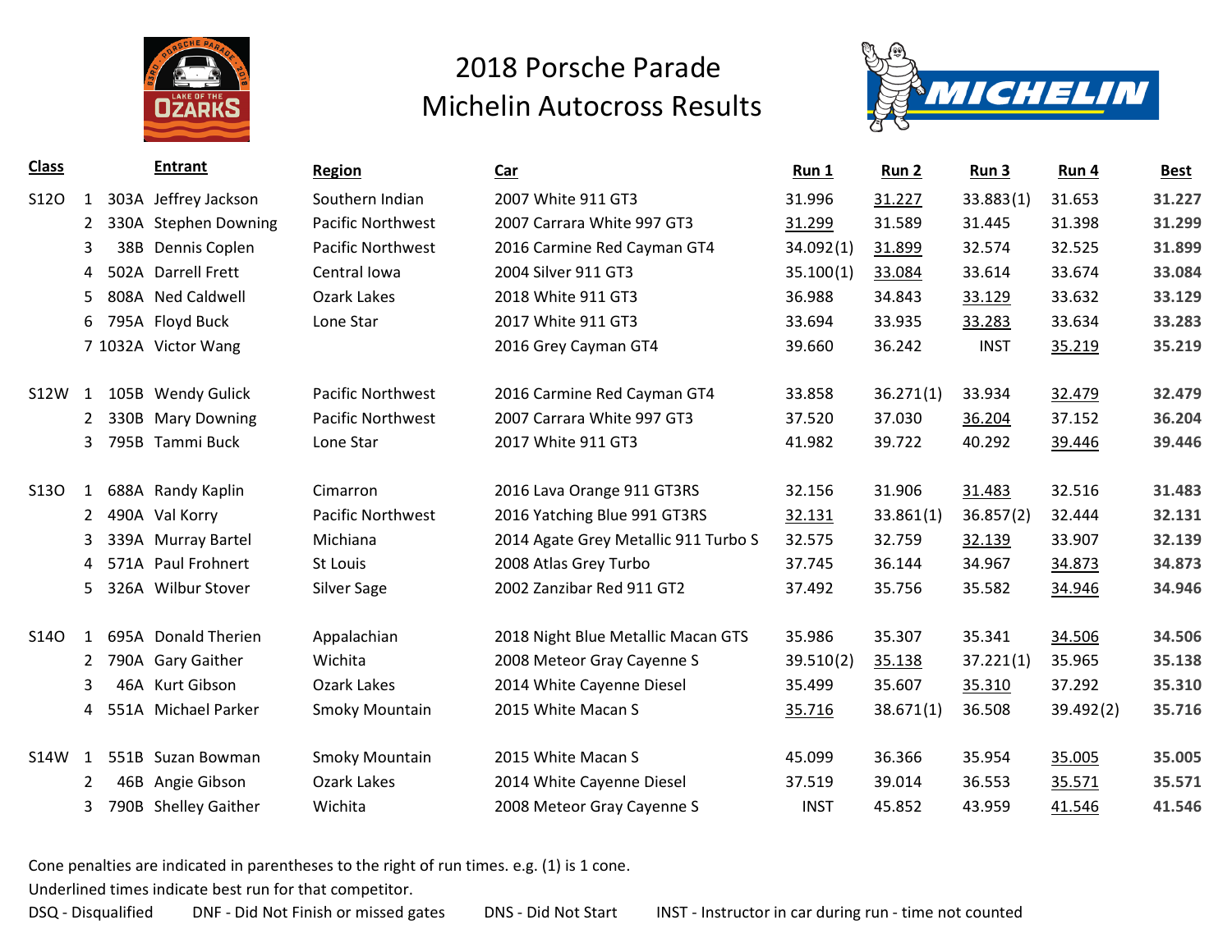# 2018 Porsche Parade
## Michelin Autocross Results

| Class | | | Entrant | Region | Car | Run 1 | Run 2 | Run 3 | Run 4 | Best |
|---|---|---|---|---|---|---|---|---|---|---|
| S12O | 1 | 303A | Jeffrey Jackson | Southern Indian | 2007 White 911 GT3 | 31.996 | 31.227 | 33.883(1) | 31.653 | **31.227** |
| | 2 | 330A | Stephen Downing | Pacific Northwest | 2007 Carrara White 997 GT3 | 31.299 | 31.589 | 31.445 | 31.398 | **31.299** |
| | 3 | 38B | Dennis Coplen | Pacific Northwest | 2016 Carmine Red Cayman GT4 | 34.092(1) | 31.899 | 32.574 | 32.525 | **31.899** |
| | 4 | 502A | Darrell Frett | Central Iowa | 2004 Silver 911 GT3 | 35.100(1) | 33.084 | 33.614 | 33.674 | **33.084** |
| | 5 | 808A | Ned Caldwell | Ozark Lakes | 2018 White 911 GT3 | 36.988 | 34.843 | 33.129 | 33.632 | **33.129** |
| | 6 | 795A | Floyd Buck | Lone Star | 2017 White 911 GT3 | 33.694 | 33.935 | 33.283 | 33.634 | **33.283** |
| | 7 | 1032A | Victor Wang | | 2016 Grey Cayman GT4 | 39.660 | 36.242 | INST | 35.219 | **35.219** |
| S12W | 1 | 105B | Wendy Gulick | Pacific Northwest | 2016 Carmine Red Cayman GT4 | 33.858 | 36.271(1) | 33.934 | 32.479 | **32.479** |
| | 2 | 330B | Mary Downing | Pacific Northwest | 2007 Carrara White 997 GT3 | 37.520 | 37.030 | 36.204 | 37.152 | **36.204** |
| | 3 | 795B | Tammi Buck | Lone Star | 2017 White 911 GT3 | 41.982 | 39.722 | 40.292 | 39.446 | **39.446** |
| S13O | 1 | 688A | Randy Kaplin | Cimarron | 2016 Lava Orange 911 GT3RS | 32.156 | 31.906 | 31.483 | 32.516 | **31.483** |
| | 2 | 490A | Val Korry | Pacific Northwest | 2016 Yatching Blue 991 GT3RS | 32.131 | 33.861(1) | 36.857(2) | 32.444 | **32.131** |
| | 3 | 339A | Murray Bartel | Michiana | 2014 Agate Grey Metallic 911 Turbo S | 32.575 | 32.759 | 32.139 | 33.907 | **32.139** |
| | 4 | 571A | Paul Frohnert | St Louis | 2008 Atlas Grey Turbo | 37.745 | 36.144 | 34.967 | 34.873 | **34.873** |
| | 5 | 326A | Wilbur Stover | Silver Sage | 2002 Zanzibar Red 911 GT2 | 37.492 | 35.756 | 35.582 | 34.946 | **34.946** |
| S14O | 1 | 695A | Donald Therien | Appalachian | 2018 Night Blue Metallic Macan GTS | 35.986 | 35.307 | 35.341 | 34.506 | **34.506** |
| | 2 | 790A | Gary Gaither | Wichita | 2008 Meteor Gray Cayenne S | 39.510(2) | 35.138 | 37.221(1) | 35.965 | **35.138** |
| | 3 | 46A | Kurt Gibson | Ozark Lakes | 2014 White Cayenne Diesel | 35.499 | 35.607 | 35.310 | 37.292 | **35.310** |
| | 4 | 551A | Michael Parker | Smoky Mountain | 2015 White Macan S | 35.716 | 38.671(1) | 36.508 | 39.492(2) | **35.716** |
| S14W | 1 | 551B | Suzan Bowman | Smoky Mountain | 2015 White Macan S | 45.099 | 36.366 | 35.954 | 35.005 | **35.005** |
| | 2 | 46B | Angie Gibson | Ozark Lakes | 2014 White Cayenne Diesel | 37.519 | 39.014 | 36.553 | 35.571 | **35.571** |
| | 3 | 790B | Shelley Gaither | Wichita | 2008 Meteor Gray Cayenne S | INST | 45.852 | 43.959 | 41.546 | **41.546** |

Cone penalties are indicated in parentheses to the right of run times. e.g. (1) is 1 cone.

Underlined times indicate best run for that competitor.

DSQ - Disqualified DNF - Did Not Finish or missed gates DNS - Did Not Start INST - Instructor in car during run - time not counted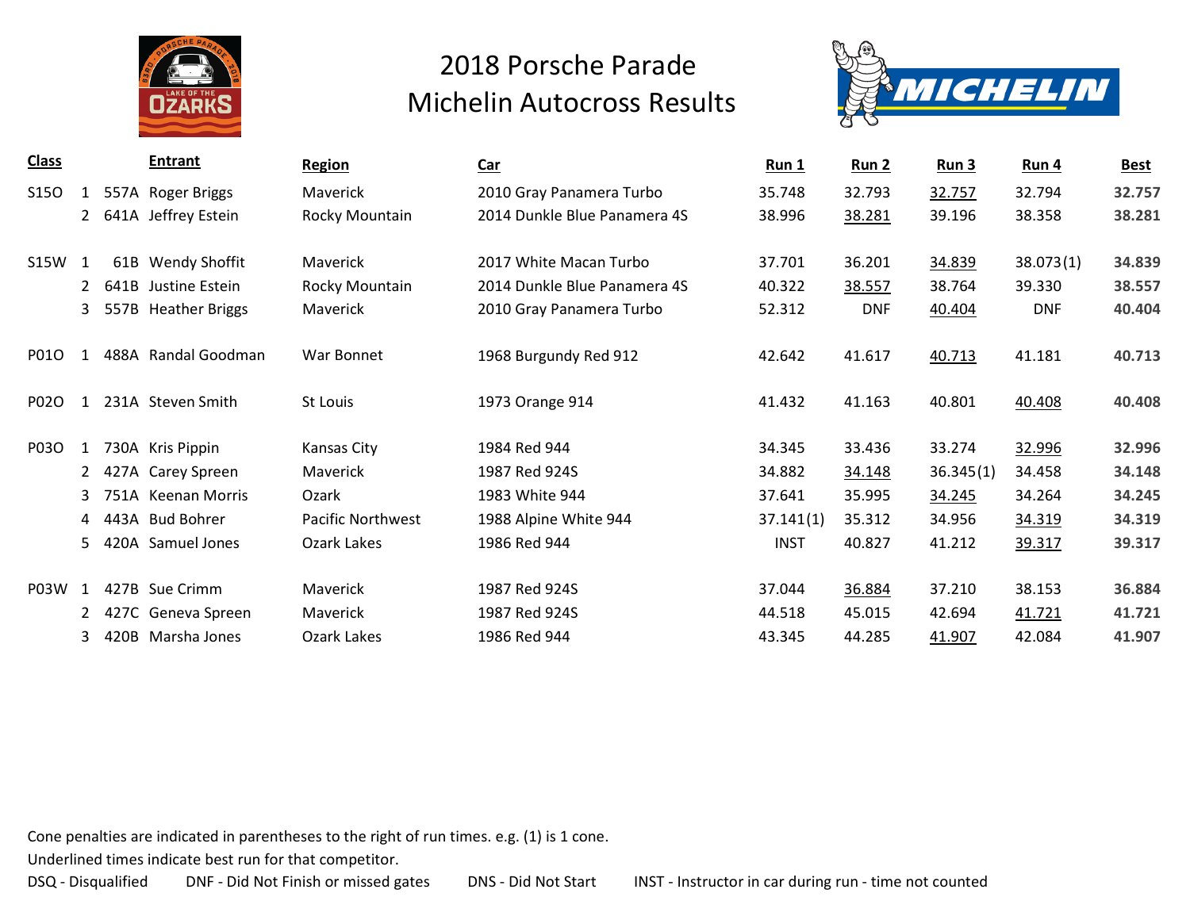# 2018 Porsche Parade
# Michelin Autocross Results

| Class | | | Entrant | Region | Car | Run 1 | Run 2 | Run 3 | Run 4 | Best |
|---|---|---|---|---|---|---|---|---|---|---|
| S15O | 1 | 557A | Roger Briggs | Maverick | 2010 Gray Panamera Turbo | 35.748 | 32.793 | <u>32.757</u> | 32.794 | **32.757** |
| | 2 | 641A | Jeffrey Estein | Rocky Mountain | 2014 Dunkle Blue Panamera 4S | 38.996 | <u>38.281</u> | 39.196 | 38.358 | **38.281** |
| S15W | 1 | 61B | Wendy Shoffit | Maverick | 2017 White Macan Turbo | 37.701 | 36.201 | <u>34.839</u> | 38.073(1) | **34.839** |
| | 2 | 641B | Justine Estein | Rocky Mountain | 2014 Dunkle Blue Panamera 4S | 40.322 | <u>38.557</u> | 38.764 | 39.330 | **38.557** |
| | 3 | 557B | Heather Briggs | Maverick | 2010 Gray Panamera Turbo | 52.312 | DNF | <u>40.404</u> | DNF | **40.404** |
| P01O | 1 | 488A | Randal Goodman | War Bonnet | 1968 Burgundy Red 912 | 42.642 | 41.617 | <u>40.713</u> | 41.181 | **40.713** |
| P02O | 1 | 231A | Steven Smith | St Louis | 1973 Orange 914 | 41.432 | 41.163 | 40.801 | <u>40.408</u> | **40.408** |
| P03O | 1 | 730A | Kris Pippin | Kansas City | 1984 Red 944 | 34.345 | 33.436 | 33.274 | <u>32.996</u> | **32.996** |
| | 2 | 427A | Carey Spreen | Maverick | 1987 Red 924S | 34.882 | <u>34.148</u> | 36.345(1) | 34.458 | **34.148** |
| | 3 | 751A | Keenan Morris | Ozark | 1983 White 944 | 37.641 | 35.995 | <u>34.245</u> | 34.264 | **34.245** |
| | 4 | 443A | Bud Bohrer | Pacific Northwest | 1988 Alpine White 944 | 37.141(1) | 35.312 | 34.956 | <u>34.319</u> | **34.319** |
| | 5 | 420A | Samuel Jones | Ozark Lakes | 1986 Red 944 | INST | 40.827 | 41.212 | <u>39.317</u> | **39.317** |
| P03W | 1 | 427B | Sue Crimm | Maverick | 1987 Red 924S | 37.044 | <u>36.884</u> | 37.210 | 38.153 | **36.884** |
| | 2 | 427C | Geneva Spreen | Maverick | 1987 Red 924S | 44.518 | 45.015 | 42.694 | <u>41.721</u> | **41.721** |
| | 3 | 420B | Marsha Jones | Ozark Lakes | 1986 Red 944 | 43.345 | 44.285 | <u>41.907</u> | 42.084 | **41.907** |

Cone penalties are indicated in parentheses to the right of run times. e.g. (1) is 1 cone.

Underlined times indicate best run for that competitor.

DSQ - Disqualified  DNF - Did Not Finish or missed gates  DNS - Did Not Start  INST - Instructor in car during run - time not counted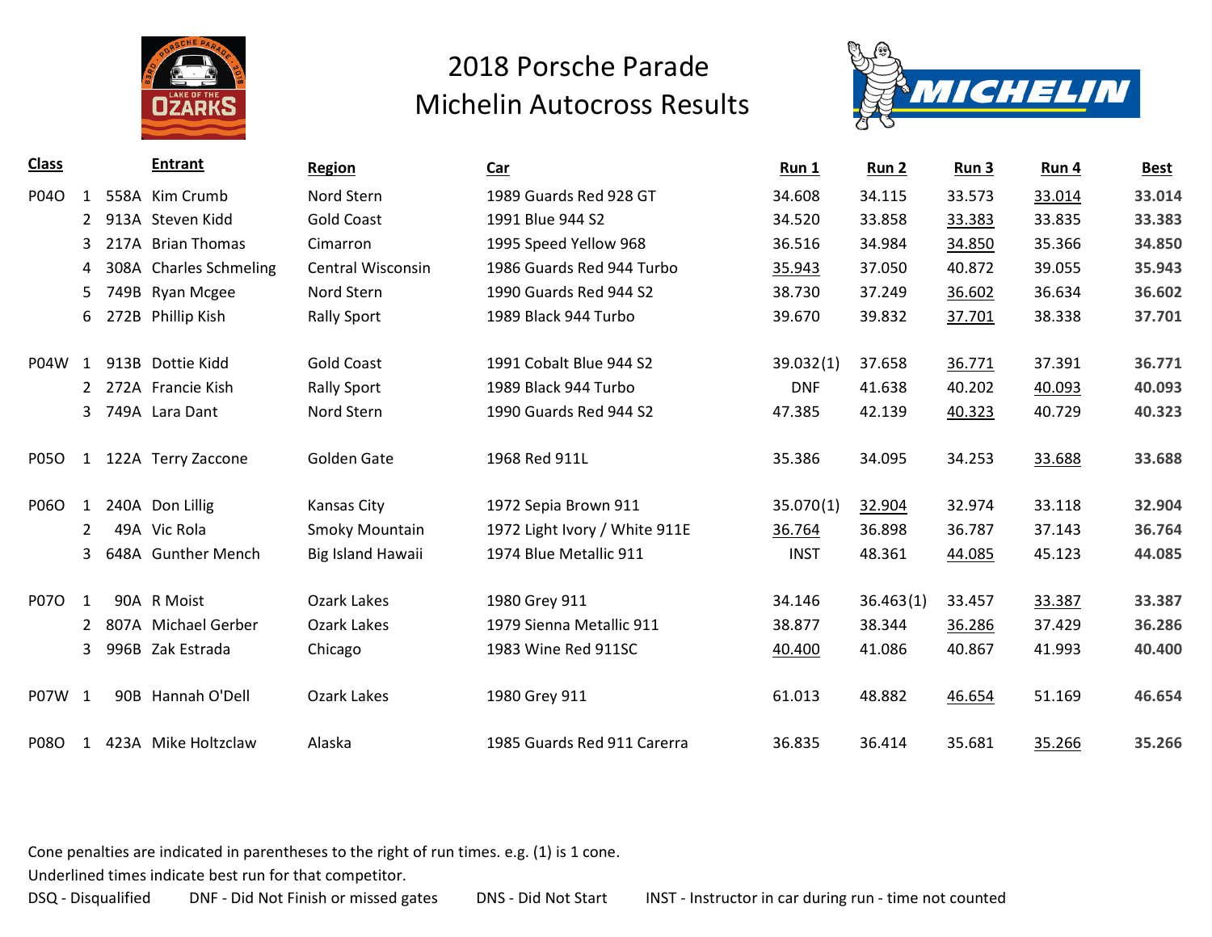# 2018 Porsche Parade
# Michelin Autocross Results

| Class | | | Entrant | Region | Car | Run 1 | Run 2 | Run 3 | Run 4 | Best |
|---|---|---|---|---|---|---|---|---|---|---|
| P04O | 1 | 558A | Kim Crumb | Nord Stern | 1989 Guards Red 928 GT | 34.608 | 34.115 | 33.573 | <u>33.014</u> | **33.014** |
| | 2 | 913A | Steven Kidd | Gold Coast | 1991 Blue 944 S2 | 34.520 | 33.858 | <u>33.383</u> | 33.835 | **33.383** |
| | 3 | 217A | Brian Thomas | Cimarron | 1995 Speed Yellow 968 | 36.516 | 34.984 | <u>34.850</u> | 35.366 | **34.850** |
| | 4 | 308A | Charles Schmeling | Central Wisconsin | 1986 Guards Red 944 Turbo | <u>35.943</u> | 37.050 | 40.872 | 39.055 | **35.943** |
| | 5 | 749B | Ryan Mcgee | Nord Stern | 1990 Guards Red 944 S2 | 38.730 | 37.249 | <u>36.602</u> | 36.634 | **36.602** |
| | 6 | 272B | Phillip Kish | Rally Sport | 1989 Black 944 Turbo | 39.670 | 39.832 | <u>37.701</u> | 38.338 | **37.701** |
| P04W | 1 | 913B | Dottie Kidd | Gold Coast | 1991 Cobalt Blue 944 S2 | 39.032(1) | 37.658 | <u>36.771</u> | 37.391 | **36.771** |
| | 2 | 272A | Francie Kish | Rally Sport | 1989 Black 944 Turbo | DNF | 41.638 | 40.202 | <u>40.093</u> | **40.093** |
| | 3 | 749A | Lara Dant | Nord Stern | 1990 Guards Red 944 S2 | 47.385 | 42.139 | <u>40.323</u> | 40.729 | **40.323** |
| P05O | 1 | 122A | Terry Zaccone | Golden Gate | 1968 Red 911L | 35.386 | 34.095 | 34.253 | <u>33.688</u> | **33.688** |
| P06O | 1 | 240A | Don Lillig | Kansas City | 1972 Sepia Brown 911 | 35.070(1) | <u>32.904</u> | 32.974 | 33.118 | **32.904** |
| | 2 | 49A | Vic Rola | Smoky Mountain | 1972 Light Ivory / White 911E | <u>36.764</u> | 36.898 | 36.787 | 37.143 | **36.764** |
| | 3 | 648A | Gunther Mench | Big Island Hawaii | 1974 Blue Metallic 911 | INST | 48.361 | <u>44.085</u> | 45.123 | **44.085** |
| P07O | 1 | 90A | R Moist | Ozark Lakes | 1980 Grey 911 | 34.146 | 36.463(1) | 33.457 | <u>33.387</u> | **33.387** |
| | 2 | 807A | Michael Gerber | Ozark Lakes | 1979 Sienna Metallic 911 | 38.877 | 38.344 | <u>36.286</u> | 37.429 | **36.286** |
| | 3 | 996B | Zak Estrada | Chicago | 1983 Wine Red 911SC | <u>40.400</u> | 41.086 | 40.867 | 41.993 | **40.400** |
| P07W | 1 | 90B | Hannah O'Dell | Ozark Lakes | 1980 Grey 911 | 61.013 | 48.882 | <u>46.654</u> | 51.169 | **46.654** |
| P08O | 1 | 423A | Mike Holtzclaw | Alaska | 1985 Guards Red 911 Carerra | 36.835 | 36.414 | 35.681 | <u>35.266</u> | **35.266** |

Cone penalties are indicated in parentheses to the right of run times. e.g. (1) is 1 cone.

Underlined times indicate best run for that competitor.

DSQ - Disqualified  DNF - Did Not Finish or missed gates  DNS - Did Not Start  INST - Instructor in car during run - time not counted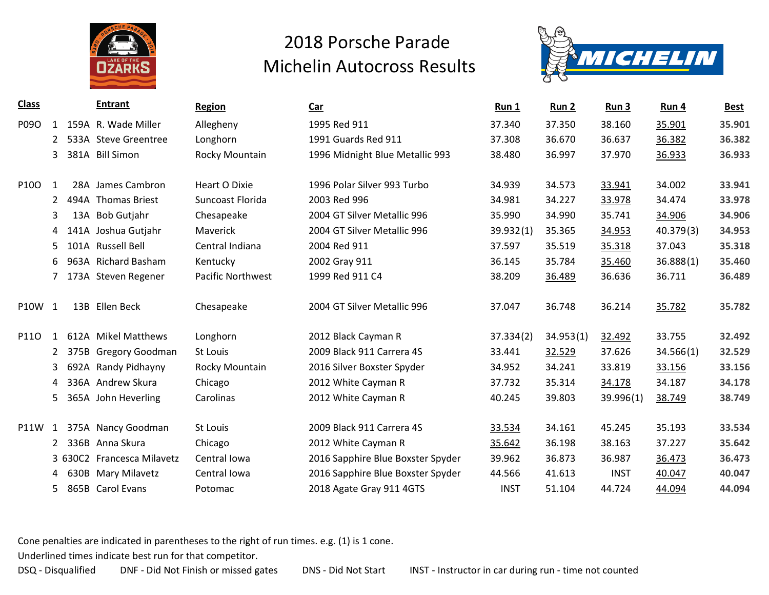# 2018 Porsche Parade
## Michelin Autocross Results

| Class | | | Entrant | Region | Car | Run 1 | Run 2 | Run 3 | Run 4 | Best |
|---|---|---|---|---|---|---|---|---|---|---|
| P09O | 1 | 159A | R. Wade Miller | Allegheny | 1995 Red 911 | 37.340 | 37.350 | 38.160 | 35.901 | **35.901** |
| | 2 | 533A | Steve Greentree | Longhorn | 1991 Guards Red 911 | 37.308 | 36.670 | 36.637 | 36.382 | **36.382** |
| | 3 | 381A | Bill Simon | Rocky Mountain | 1996 Midnight Blue Metallic 993 | 38.480 | 36.997 | 37.970 | 36.933 | **36.933** |
| P10O | 1 | 28A | James Cambron | Heart O Dixie | 1996 Polar Silver 993 Turbo | 34.939 | 34.573 | 33.941 | 34.002 | **33.941** |
| | 2 | 494A | Thomas Briest | Suncoast Florida | 2003 Red 996 | 34.981 | 34.227 | 33.978 | 34.474 | **33.978** |
| | 3 | 13A | Bob Gutjahr | Chesapeake | 2004 GT Silver Metallic 996 | 35.990 | 34.990 | 35.741 | 34.906 | **34.906** |
| | 4 | 141A | Joshua Gutjahr | Maverick | 2004 GT Silver Metallic 996 | 39.932(1) | 35.365 | 34.953 | 40.379(3) | **34.953** |
| | 5 | 101A | Russell Bell | Central Indiana | 2004 Red 911 | 37.597 | 35.519 | 35.318 | 37.043 | **35.318** |
| | 6 | 963A | Richard Basham | Kentucky | 2002 Gray 911 | 36.145 | 35.784 | 35.460 | 36.888(1) | **35.460** |
| | 7 | 173A | Steven Regener | Pacific Northwest | 1999 Red 911 C4 | 38.209 | 36.489 | 36.636 | 36.711 | **36.489** |
| P10W | 1 | 13B | Ellen Beck | Chesapeake | 2004 GT Silver Metallic 996 | 37.047 | 36.748 | 36.214 | 35.782 | **35.782** |
| P11O | 1 | 612A | Mikel Matthews | Longhorn | 2012 Black Cayman R | 37.334(2) | 34.953(1) | 32.492 | 33.755 | **32.492** |
| | 2 | 375B | Gregory Goodman | St Louis | 2009 Black 911 Carrera 4S | 33.441 | 32.529 | 37.626 | 34.566(1) | **32.529** |
| | 3 | 692A | Randy Pidhayny | Rocky Mountain | 2016 Silver Boxster Spyder | 34.952 | 34.241 | 33.819 | 33.156 | **33.156** |
| | 4 | 336A | Andrew Skura | Chicago | 2012 White Cayman R | 37.732 | 35.314 | 34.178 | 34.187 | **34.178** |
| | 5 | 365A | John Heverling | Carolinas | 2012 White Cayman R | 40.245 | 39.803 | 39.996(1) | 38.749 | **38.749** |
| P11W | 1 | 375A | Nancy Goodman | St Louis | 2009 Black 911 Carrera 4S | 33.534 | 34.161 | 45.245 | 35.193 | **33.534** |
| | 2 | 336B | Anna Skura | Chicago | 2012 White Cayman R | 35.642 | 36.198 | 38.163 | 37.227 | **35.642** |
| | 3 | 630C2 | Francesca Milavetz | Central Iowa | 2016 Sapphire Blue Boxster Spyder | 39.962 | 36.873 | 36.987 | 36.473 | **36.473** |
| | 4 | 630B | Mary Milavetz | Central Iowa | 2016 Sapphire Blue Boxster Spyder | 44.566 | 41.613 | INST | 40.047 | **40.047** |
| | 5 | 865B | Carol Evans | Potomac | 2018 Agate Gray 911 4GTS | INST | 51.104 | 44.724 | 44.094 | **44.094** |

Cone penalties are indicated in parentheses to the right of run times. e.g. (1) is 1 cone.

Underlined times indicate best run for that competitor.

DSQ - Disqualified   DNF - Did Not Finish or missed gates   DNS - Did Not Start   INST - Instructor in car during run - time not counted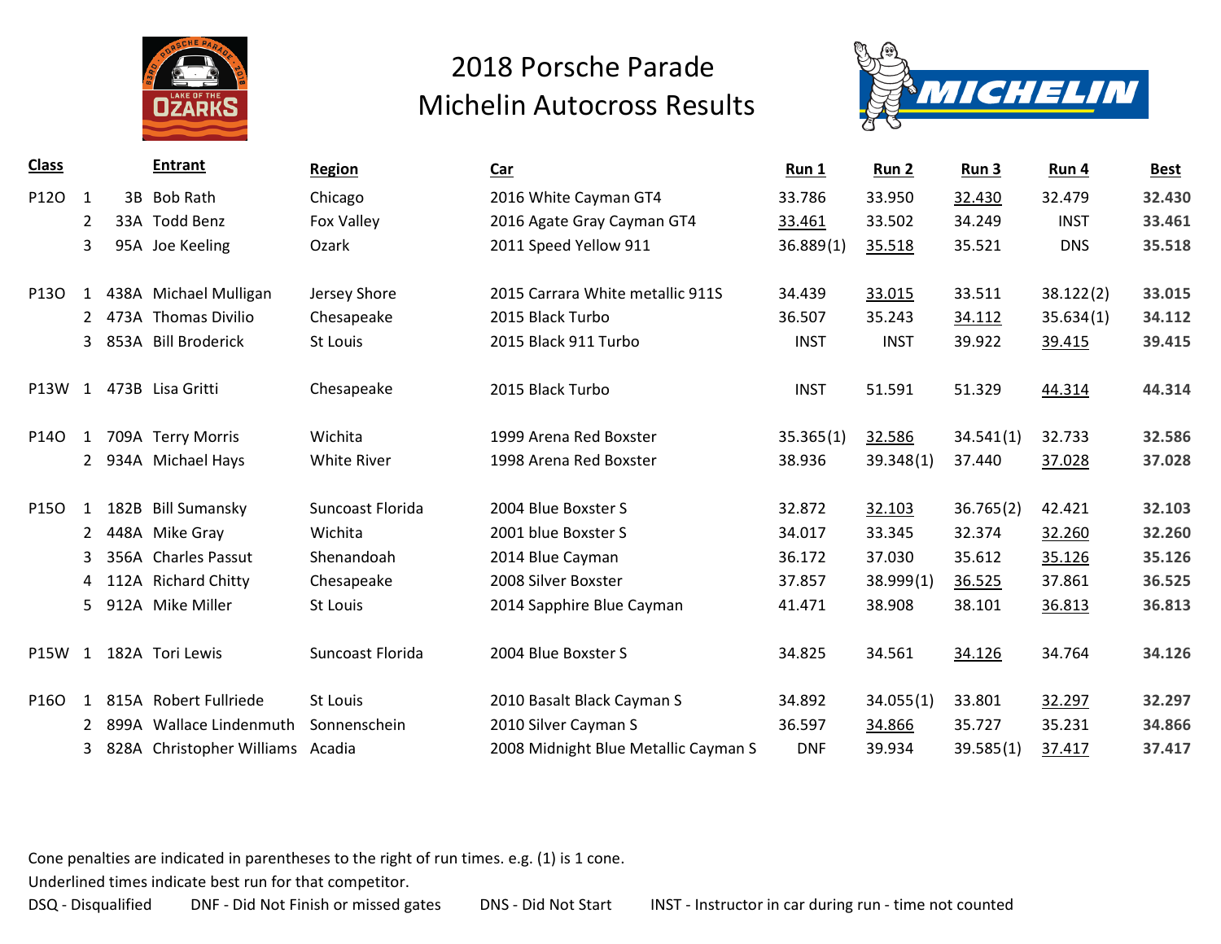# 2018 Porsche Parade
# Michelin Autocross Results

| Class | | | Entrant | Region | Car | Run 1 | Run 2 | Run 3 | Run 4 | Best |
|---|---|---|---|---|---|---|---|---|---|---|
| P12O | 1 | 3B | Bob Rath | Chicago | 2016 White Cayman GT4 | 33.786 | 33.950 | 32.430 | 32.479 | **32.430** |
| | 2 | 33A | Todd Benz | Fox Valley | 2016 Agate Gray Cayman GT4 | 33.461 | 33.502 | 34.249 | INST | **33.461** |
| | 3 | 95A | Joe Keeling | Ozark | 2011 Speed Yellow 911 | 36.889(1) | 35.518 | 35.521 | DNS | **35.518** |
| P13O | 1 | 438A | Michael Mulligan | Jersey Shore | 2015 Carrara White metallic 911S | 34.439 | 33.015 | 33.511 | 38.122(2) | **33.015** |
| | 2 | 473A | Thomas Divilio | Chesapeake | 2015 Black Turbo | 36.507 | 35.243 | 34.112 | 35.634(1) | **34.112** |
| | 3 | 853A | Bill Broderick | St Louis | 2015 Black 911 Turbo | INST | INST | 39.922 | 39.415 | **39.415** |
| P13W | 1 | 473B | Lisa Gritti | Chesapeake | 2015 Black Turbo | INST | 51.591 | 51.329 | 44.314 | **44.314** |
| P14O | 1 | 709A | Terry Morris | Wichita | 1999 Arena Red Boxster | 35.365(1) | 32.586 | 34.541(1) | 32.733 | **32.586** |
| | 2 | 934A | Michael Hays | White River | 1998 Arena Red Boxster | 38.936 | 39.348(1) | 37.440 | 37.028 | **37.028** |
| P15O | 1 | 182B | Bill Sumansky | Suncoast Florida | 2004 Blue Boxster S | 32.872 | 32.103 | 36.765(2) | 42.421 | **32.103** |
| | 2 | 448A | Mike Gray | Wichita | 2001 blue Boxster S | 34.017 | 33.345 | 32.374 | 32.260 | **32.260** |
| | 3 | 356A | Charles Passut | Shenandoah | 2014 Blue Cayman | 36.172 | 37.030 | 35.612 | 35.126 | **35.126** |
| | 4 | 112A | Richard Chitty | Chesapeake | 2008 Silver Boxster | 37.857 | 38.999(1) | 36.525 | 37.861 | **36.525** |
| | 5 | 912A | Mike Miller | St Louis | 2014 Sapphire Blue Cayman | 41.471 | 38.908 | 38.101 | 36.813 | **36.813** |
| P15W | 1 | 182A | Tori Lewis | Suncoast Florida | 2004 Blue Boxster S | 34.825 | 34.561 | 34.126 | 34.764 | **34.126** |
| P16O | 1 | 815A | Robert Fullriede | St Louis | 2010 Basalt Black Cayman S | 34.892 | 34.055(1) | 33.801 | 32.297 | **32.297** |
| | 2 | 899A | Wallace Lindenmuth | Sonnenschein | 2010 Silver Cayman S | 36.597 | 34.866 | 35.727 | 35.231 | **34.866** |
| | 3 | 828A | Christopher Williams | Acadia | 2008 Midnight Blue Metallic Cayman S | DNF | 39.934 | 39.585(1) | 37.417 | **37.417** |

Cone penalties are indicated in parentheses to the right of run times. e.g. (1) is 1 cone.

Underlined times indicate best run for that competitor.

DSQ - Disqualified    DNF - Did Not Finish or missed gates    DNS - Did Not Start    INST - Instructor in car during run - time not counted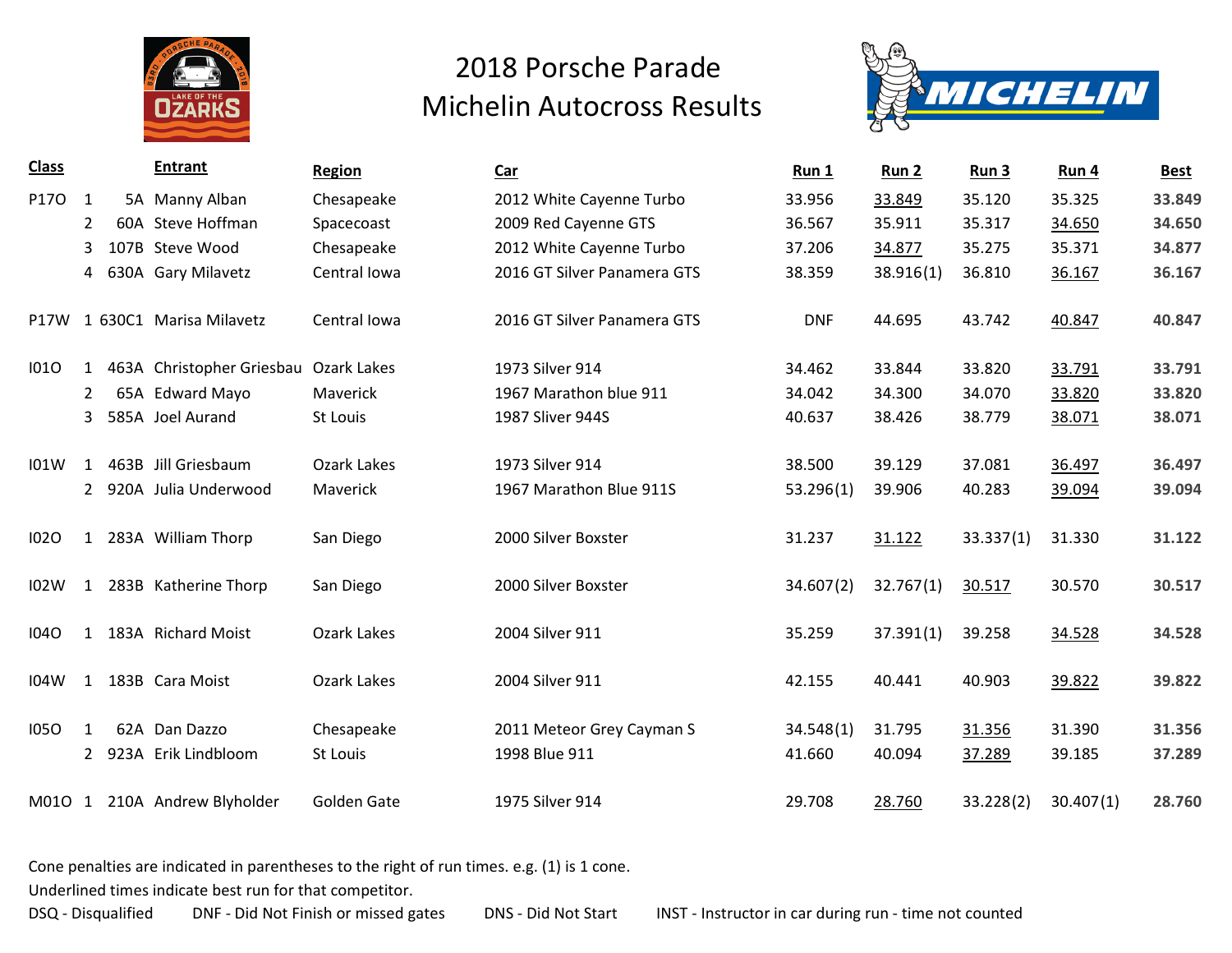# 2018 Porsche Parade
## Michelin Autocross Results

| Class | | | Entrant | Region | Car | Run 1 | Run 2 | Run 3 | Run 4 | Best |
|---|---|---|---|---|---|---|---|---|---|---|
| P17O | 1 | 5A | Manny Alban | Chesapeake | 2012 White Cayenne Turbo | 33.956 | 33.849 | 35.120 | 35.325 | **33.849** |
| | 2 | 60A | Steve Hoffman | Spacecoast | 2009 Red Cayenne GTS | 36.567 | 35.911 | 35.317 | 34.650 | **34.650** |
| | 3 | 107B | Steve Wood | Chesapeake | 2012 White Cayenne Turbo | 37.206 | 34.877 | 35.275 | 35.371 | **34.877** |
| | 4 | 630A | Gary Milavetz | Central Iowa | 2016 GT Silver Panamera GTS | 38.359 | 38.916(1) | 36.810 | 36.167 | **36.167** |
| P17W | 1 | 630C1 | Marisa Milavetz | Central Iowa | 2016 GT Silver Panamera GTS | DNF | 44.695 | 43.742 | 40.847 | **40.847** |
| I01O | 1 | 463A | Christopher Griesbau | Ozark Lakes | 1973 Silver 914 | 34.462 | 33.844 | 33.820 | 33.791 | **33.791** |
| | 2 | 65A | Edward Mayo | Maverick | 1967 Marathon blue 911 | 34.042 | 34.300 | 34.070 | 33.820 | **33.820** |
| | 3 | 585A | Joel Aurand | St Louis | 1987 Sliver 944S | 40.637 | 38.426 | 38.779 | 38.071 | **38.071** |
| I01W | 1 | 463B | Jill Griesbaum | Ozark Lakes | 1973 Silver 914 | 38.500 | 39.129 | 37.081 | 36.497 | **36.497** |
| | 2 | 920A | Julia Underwood | Maverick | 1967 Marathon Blue 911S | 53.296(1) | 39.906 | 40.283 | 39.094 | **39.094** |
| I02O | 1 | 283A | William Thorp | San Diego | 2000 Silver Boxster | 31.237 | 31.122 | 33.337(1) | 31.330 | **31.122** |
| I02W | 1 | 283B | Katherine Thorp | San Diego | 2000 Silver Boxster | 34.607(2) | 32.767(1) | 30.517 | 30.570 | **30.517** |
| I04O | 1 | 183A | Richard Moist | Ozark Lakes | 2004 Silver 911 | 35.259 | 37.391(1) | 39.258 | 34.528 | **34.528** |
| I04W | 1 | 183B | Cara Moist | Ozark Lakes | 2004 Silver 911 | 42.155 | 40.441 | 40.903 | 39.822 | **39.822** |
| I05O | 1 | 62A | Dan Dazzo | Chesapeake | 2011 Meteor Grey Cayman S | 34.548(1) | 31.795 | 31.356 | 31.390 | **31.356** |
| | 2 | 923A | Erik Lindbloom | St Louis | 1998 Blue 911 | 41.660 | 40.094 | 37.289 | 39.185 | **37.289** |
| M01O | 1 | 210A | Andrew Blyholder | Golden Gate | 1975 Silver 914 | 29.708 | 28.760 | 33.228(2) | 30.407(1) | **28.760** |

Cone penalties are indicated in parentheses to the right of run times. e.g. (1) is 1 cone.

Underlined times indicate best run for that competitor.

DSQ - Disqualified DNF - Did Not Finish or missed gates DNS - Did Not Start INST - Instructor in car during run - time not counted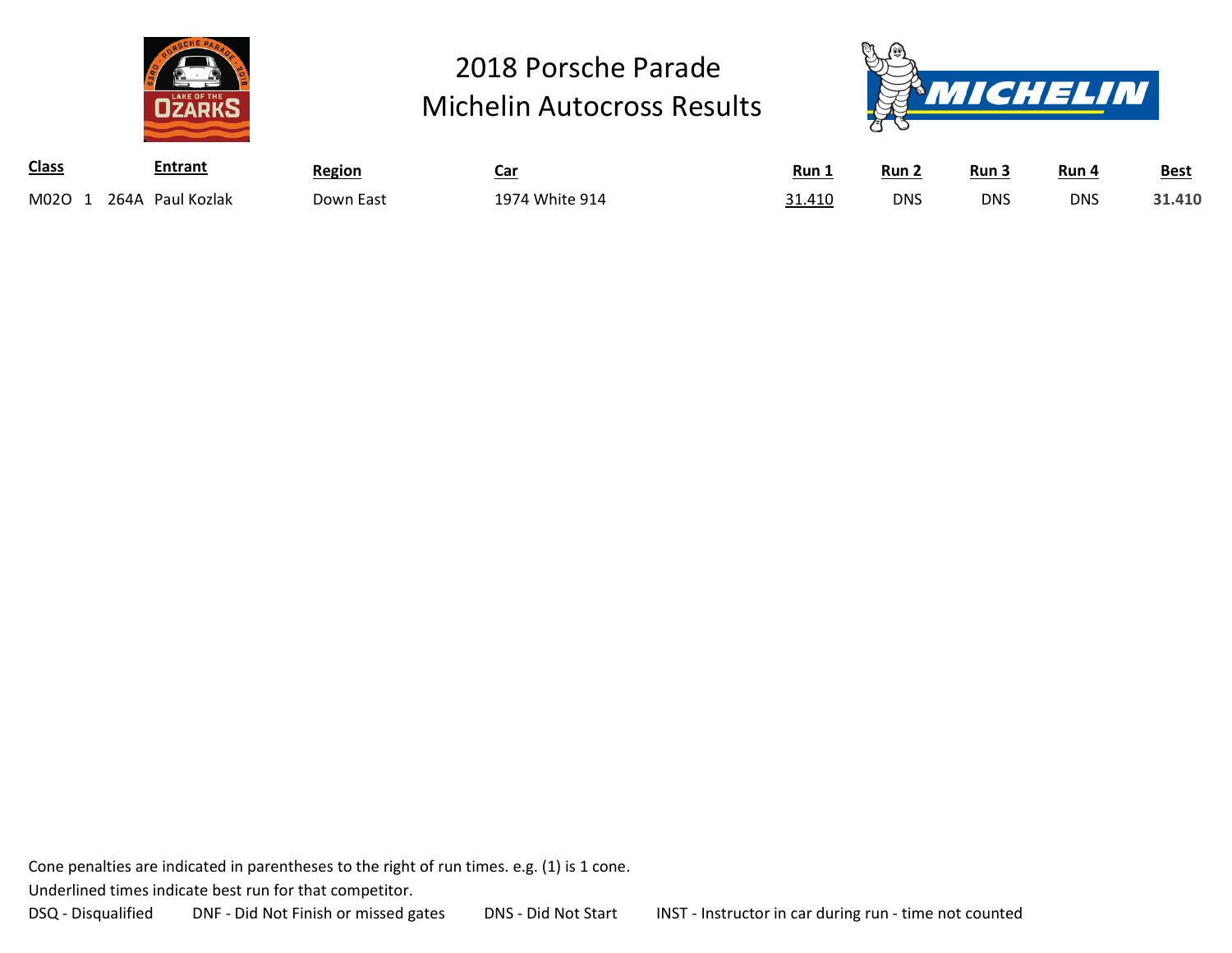# 2018 Porsche Parade
## Michelin Autocross Results

| Class | | Entrant | | Region | Car | Run 1 | Run 2 | Run 3 | Run 4 | Best |
|---|---|---|---|---|---|---|---|---|---|---|
| M02O | 1 | 264A | Paul Kozlak | Down East | 1974 White 914 | 31.410 | DNS | DNS | DNS | **31.410** |

Cone penalties are indicated in parentheses to the right of run times. e.g. (1) is 1 cone.

Underlined times indicate best run for that competitor.

DSQ - Disqualified    DNF - Did Not Finish or missed gates    DNS - Did Not Start    INST - Instructor in car during run - time not counted